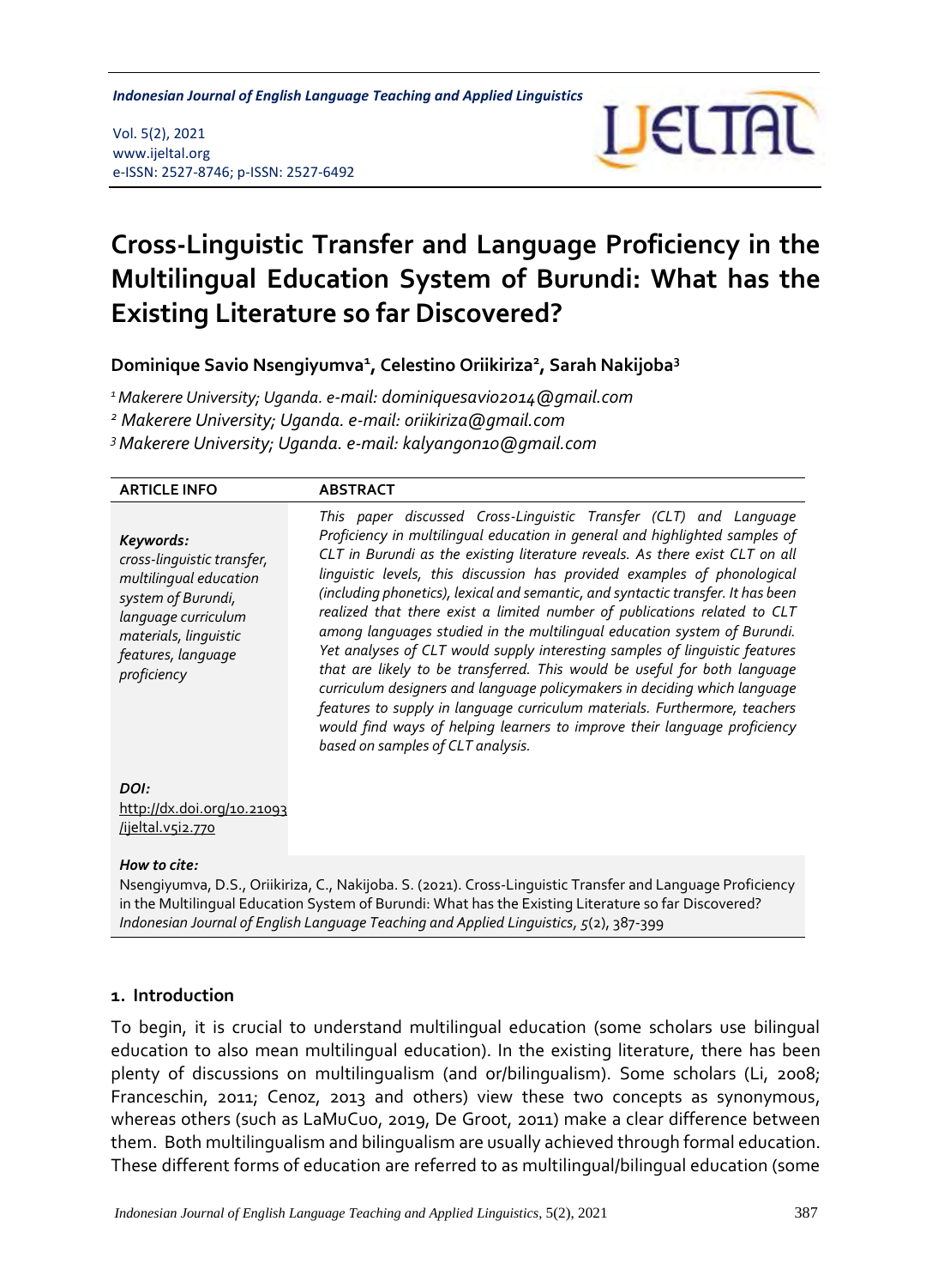# Cross-Linguistic Transfer and Language Proficiency in the Multilingual Education System of Burundi: What has the Existing Literature so far Discovered?

**Dominique Savio Nsengiyumva[1], Celestino Oriikiriza[2], Sarah Nakijoba[3]**

[1] *Makerere University; Uganda. e-mail: dominiquesavio2014@gmail.com*
[2] *Makerere University; Uganda. e-mail: oriikiriza@gmail.com*
[3] *Makerere University; Uganda. e-mail: kalyangon10@gmail.com*

**ARTICLE INFO**

***Keywords:***
*cross-linguistic transfer, multilingual education system of Burundi, language curriculum materials, linguistic features, language proficiency*

***DOI:***
http://dx.doi.org/10.21093/ijeltal.v5i2.770

**ABSTRACT**

*This paper discussed Cross-Linguistic Transfer (CLT) and Language Proficiency in multilingual education in general and highlighted samples of CLT in Burundi as the existing literature reveals. As there exist CLT on all linguistic levels, this discussion has provided examples of phonological (including phonetics), lexical and semantic, and syntactic transfer. It has been realized that there exist a limited number of publications related to CLT among languages studied in the multilingual education system of Burundi. Yet analyses of CLT would supply interesting samples of linguistic features that are likely to be transferred. This would be useful for both language curriculum designers and language policymakers in deciding which language features to supply in language curriculum materials. Furthermore, teachers would find ways of helping learners to improve their language proficiency based on samples of CLT analysis.*

***How to cite:***
Nsengiyumva, D.S., Oriikiriza, C., Nakijoba. S. (2021). Cross-Linguistic Transfer and Language Proficiency in the Multilingual Education System of Burundi: What has the Existing Literature so far Discovered? *Indonesian Journal of English Language Teaching and Applied Linguistics*, *5*(2), 387-399

## 1. Introduction

To begin, it is crucial to understand multilingual education (some scholars use bilingual education to also mean multilingual education). In the existing literature, there has been plenty of discussions on multilingualism (and or/bilingualism). Some scholars (Li, 2008; Franceschin, 2011; Cenoz, 2013 and others) view these two concepts as synonymous, whereas others (such as LaMuCuo, 2019, De Groot, 2011) make a clear difference between them. Both multilingualism and bilingualism are usually achieved through formal education. These different forms of education are referred to as multilingual/bilingual education (some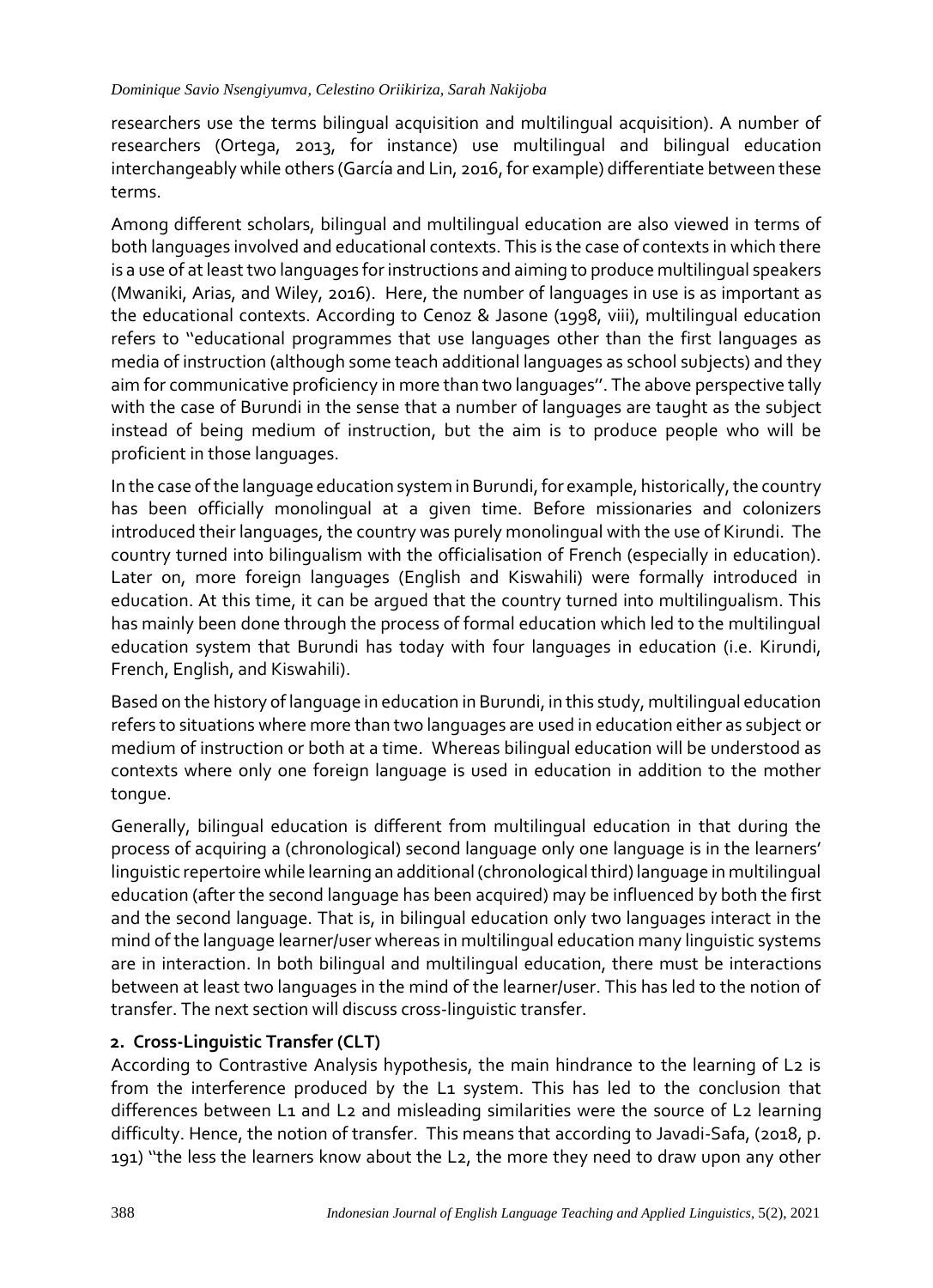researchers use the terms bilingual acquisition and multilingual acquisition). A number of researchers (Ortega, 2013, for instance) use multilingual and bilingual education interchangeably while others (García and Lin, 2016, for example) differentiate between these terms.

Among different scholars, bilingual and multilingual education are also viewed in terms of both languages involved and educational contexts. This is the case of contexts in which there is a use of at least two languages for instructions and aiming to produce multilingual speakers (Mwaniki, Arias, and Wiley, 2016). Here, the number of languages in use is as important as the educational contexts. According to Cenoz & Jasone (1998, viii), multilingual education refers to ''educational programmes that use languages other than the first languages as media of instruction (although some teach additional languages as school subjects) and they aim for communicative proficiency in more than two languages''. The above perspective tally with the case of Burundi in the sense that a number of languages are taught as the subject instead of being medium of instruction, but the aim is to produce people who will be proficient in those languages.

In the case of the language education system in Burundi, for example, historically, the country has been officially monolingual at a given time. Before missionaries and colonizers introduced their languages, the country was purely monolingual with the use of Kirundi. The country turned into bilingualism with the officialisation of French (especially in education). Later on, more foreign languages (English and Kiswahili) were formally introduced in education. At this time, it can be argued that the country turned into multilingualism. This has mainly been done through the process of formal education which led to the multilingual education system that Burundi has today with four languages in education (i.e. Kirundi, French, English, and Kiswahili).

Based on the history of language in education in Burundi, in this study, multilingual education refers to situations where more than two languages are used in education either as subject or medium of instruction or both at a time. Whereas bilingual education will be understood as contexts where only one foreign language is used in education in addition to the mother tongue.

Generally, bilingual education is different from multilingual education in that during the process of acquiring a (chronological) second language only one language is in the learners' linguistic repertoire while learning an additional (chronological third) language in multilingual education (after the second language has been acquired) may be influenced by both the first and the second language. That is, in bilingual education only two languages interact in the mind of the language learner/user whereas in multilingual education many linguistic systems are in interaction. In both bilingual and multilingual education, there must be interactions between at least two languages in the mind of the learner/user. This has led to the notion of transfer. The next section will discuss cross-linguistic transfer.

## 2. Cross-Linguistic Transfer (CLT)

According to Contrastive Analysis hypothesis, the main hindrance to the learning of L2 is from the interference produced by the L1 system. This has led to the conclusion that differences between L1 and L2 and misleading similarities were the source of L2 learning difficulty. Hence, the notion of transfer. This means that according to Javadi-Safa, (2018, p. 191) ''the less the learners know about the L2, the more they need to draw upon any other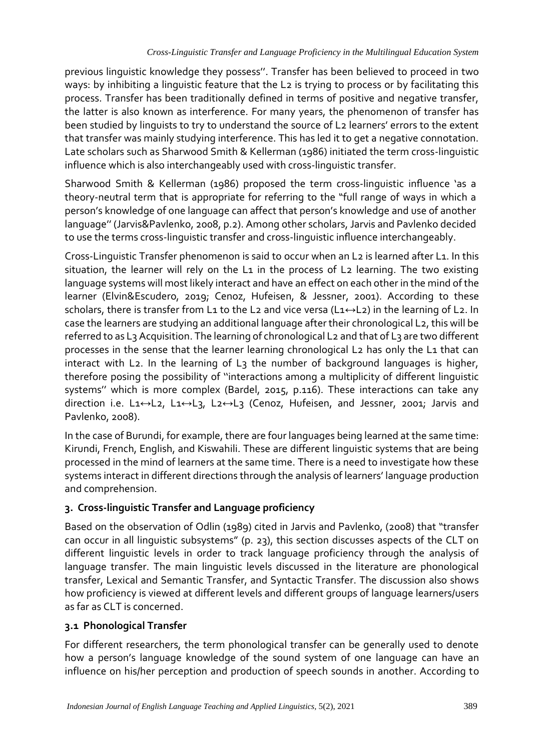previous linguistic knowledge they possess''. Transfer has been believed to proceed in two ways: by inhibiting a linguistic feature that the L2 is trying to process or by facilitating this process. Transfer has been traditionally defined in terms of positive and negative transfer, the latter is also known as interference. For many years, the phenomenon of transfer has been studied by linguists to try to understand the source of L2 learners' errors to the extent that transfer was mainly studying interference. This has led it to get a negative connotation. Late scholars such as Sharwood Smith & Kellerman (1986) initiated the term cross-linguistic influence which is also interchangeably used with cross-linguistic transfer.

Sharwood Smith & Kellerman (1986) proposed the term cross-linguistic influence 'as a theory-neutral term that is appropriate for referring to the "full range of ways in which a person's knowledge of one language can affect that person's knowledge and use of another language'' (Jarvis&Pavlenko, 2008, p.2). Among other scholars, Jarvis and Pavlenko decided to use the terms cross-linguistic transfer and cross-linguistic influence interchangeably.

Cross-Linguistic Transfer phenomenon is said to occur when an L2 is learned after L1. In this situation, the learner will rely on the L1 in the process of L2 learning. The two existing language systems will most likely interact and have an effect on each other in the mind of the learner (Elvin&Escudero, 2019; Cenoz, Hufeisen, & Jessner, 2001). According to these scholars, there is transfer from L1 to the L2 and vice versa (L1↔L2) in the learning of L2. In case the learners are studying an additional language after their chronological L2, this will be referred to as L3 Acquisition. The learning of chronological L2 and that of L3 are two different processes in the sense that the learner learning chronological L2 has only the L1 that can interact with L2. In the learning of L3 the number of background languages is higher, therefore posing the possibility of ''interactions among a multiplicity of different linguistic systems'' which is more complex (Bardel, 2015, p.116). These interactions can take any direction i.e. L1↔L2, L1↔L3, L2↔L3 (Cenoz, Hufeisen, and Jessner, 2001; Jarvis and Pavlenko, 2008).

In the case of Burundi, for example, there are four languages being learned at the same time: Kirundi, French, English, and Kiswahili. These are different linguistic systems that are being processed in the mind of learners at the same time. There is a need to investigate how these systems interact in different directions through the analysis of learners' language production and comprehension.

## 3. Cross-linguistic Transfer and Language proficiency

Based on the observation of Odlin (1989) cited in Jarvis and Pavlenko, (2008) that "transfer can occur in all linguistic subsystems" (p. 23), this section discusses aspects of the CLT on different linguistic levels in order to track language proficiency through the analysis of language transfer. The main linguistic levels discussed in the literature are phonological transfer, Lexical and Semantic Transfer, and Syntactic Transfer. The discussion also shows how proficiency is viewed at different levels and different groups of language learners/users as far as CLT is concerned.

### 3.1 Phonological Transfer

For different researchers, the term phonological transfer can be generally used to denote how a person's language knowledge of the sound system of one language can have an influence on his/her perception and production of speech sounds in another. According to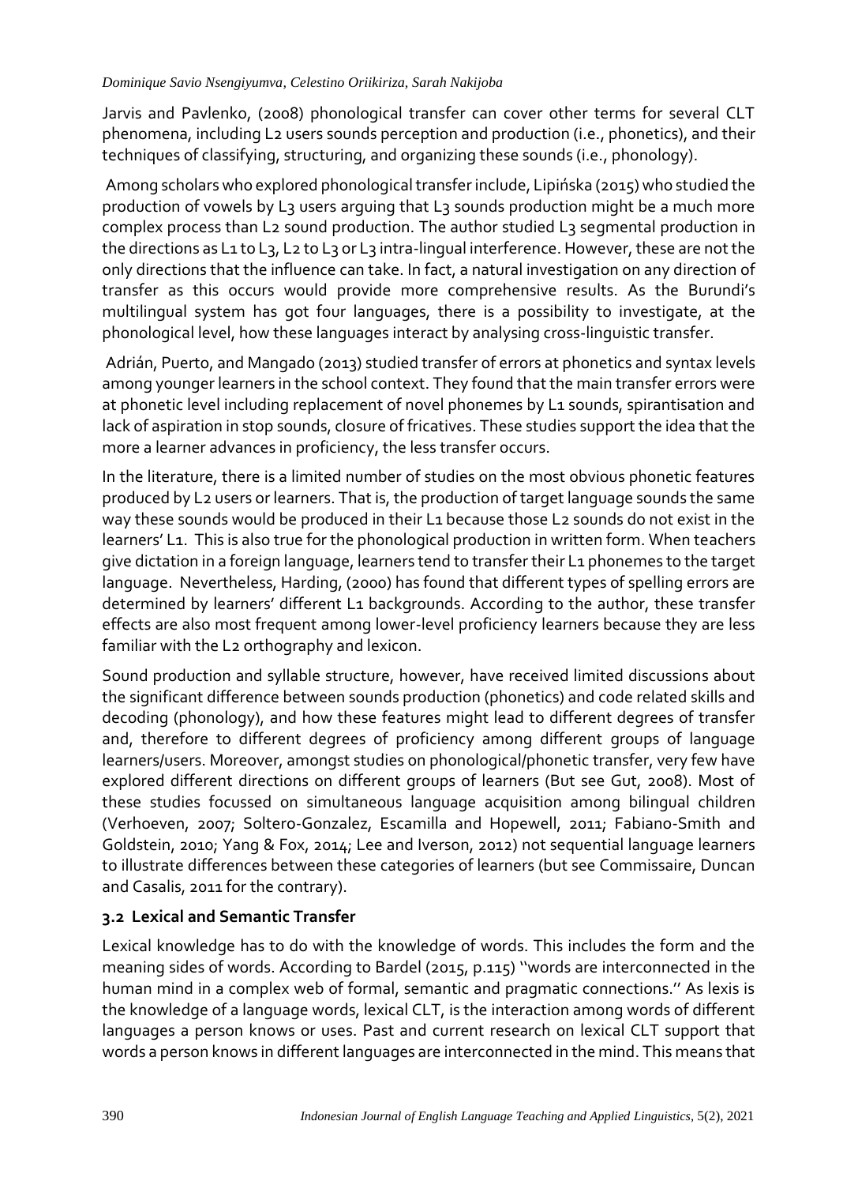Jarvis and Pavlenko, (2008) phonological transfer can cover other terms for several CLT phenomena, including L2 users sounds perception and production (i.e., phonetics), and their techniques of classifying, structuring, and organizing these sounds (i.e., phonology).

Among scholars who explored phonological transfer include, Lipińska (2015) who studied the production of vowels by L3 users arguing that L3 sounds production might be a much more complex process than L2 sound production. The author studied L3 segmental production in the directions as L1 to L3, L2 to L3 or L3 intra-lingual interference. However, these are not the only directions that the influence can take. In fact, a natural investigation on any direction of transfer as this occurs would provide more comprehensive results. As the Burundi's multilingual system has got four languages, there is a possibility to investigate, at the phonological level, how these languages interact by analysing cross-linguistic transfer.

Adrián, Puerto, and Mangado (2013) studied transfer of errors at phonetics and syntax levels among younger learners in the school context. They found that the main transfer errors were at phonetic level including replacement of novel phonemes by L1 sounds, spirantisation and lack of aspiration in stop sounds, closure of fricatives. These studies support the idea that the more a learner advances in proficiency, the less transfer occurs.

In the literature, there is a limited number of studies on the most obvious phonetic features produced by L2 users or learners. That is, the production of target language sounds the same way these sounds would be produced in their L1 because those L2 sounds do not exist in the learners' L1. This is also true for the phonological production in written form. When teachers give dictation in a foreign language, learners tend to transfer their L1 phonemes to the target language. Nevertheless, Harding, (2000) has found that different types of spelling errors are determined by learners' different L1 backgrounds. According to the author, these transfer effects are also most frequent among lower-level proficiency learners because they are less familiar with the L2 orthography and lexicon.

Sound production and syllable structure, however, have received limited discussions about the significant difference between sounds production (phonetics) and code related skills and decoding (phonology), and how these features might lead to different degrees of transfer and, therefore to different degrees of proficiency among different groups of language learners/users. Moreover, amongst studies on phonological/phonetic transfer, very few have explored different directions on different groups of learners (But see Gut, 2008). Most of these studies focussed on simultaneous language acquisition among bilingual children (Verhoeven, 2007; Soltero-Gonzalez, Escamilla and Hopewell, 2011; Fabiano-Smith and Goldstein, 2010; Yang & Fox, 2014; Lee and Iverson, 2012) not sequential language learners to illustrate differences between these categories of learners (but see Commissaire, Duncan and Casalis, 2011 for the contrary).

### 3.2 Lexical and Semantic Transfer

Lexical knowledge has to do with the knowledge of words. This includes the form and the meaning sides of words. According to Bardel (2015, p.115) ''words are interconnected in the human mind in a complex web of formal, semantic and pragmatic connections.'' As lexis is the knowledge of a language words, lexical CLT, is the interaction among words of different languages a person knows or uses. Past and current research on lexical CLT support that words a person knows in different languages are interconnected in the mind. This means that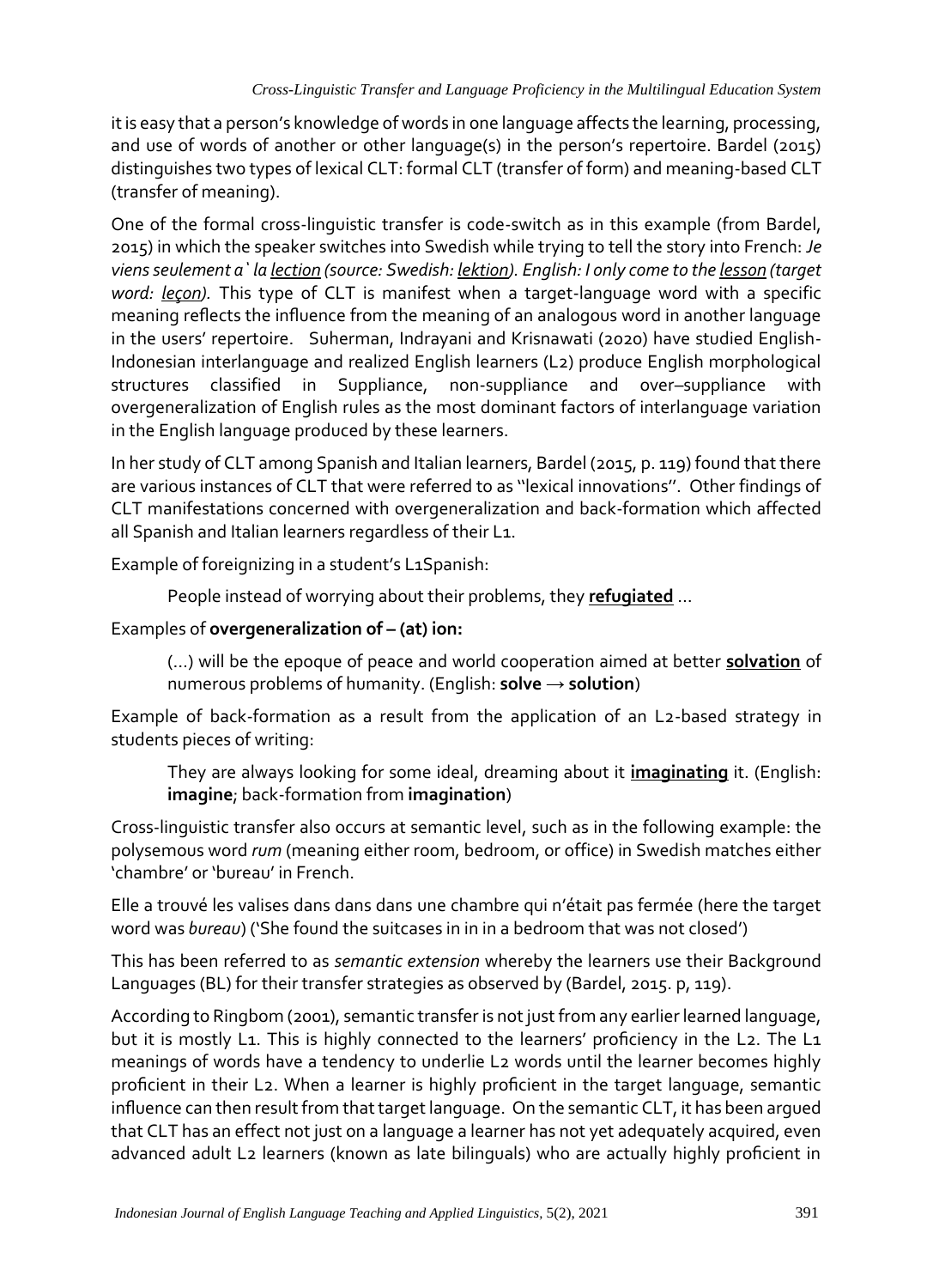it is easy that a person's knowledge of words in one language affects the learning, processing, and use of words of another or other language(s) in the person's repertoire. Bardel (2015) distinguishes two types of lexical CLT: formal CLT (transfer of form) and meaning-based CLT (transfer of meaning).

One of the formal cross-linguistic transfer is code-switch as in this example (from Bardel, 2015) in which the speaker switches into Swedish while trying to tell the story into French: *Je viens seulement a` la <u>lection</u> (source: Swedish: <u>lektion</u>). English: I only come to the <u>lesson</u> (target word: <u>leçon</u>).* This type of CLT is manifest when a target-language word with a specific meaning reflects the influence from the meaning of an analogous word in another language in the users' repertoire. Suherman, Indrayani and Krisnawati (2020) have studied English-Indonesian interlanguage and realized English learners (L2) produce English morphological structures classified in Suppliance, non-suppliance and over–suppliance with overgeneralization of English rules as the most dominant factors of interlanguage variation in the English language produced by these learners.

In her study of CLT among Spanish and Italian learners, Bardel (2015, p. 119) found that there are various instances of CLT that were referred to as ''lexical innovations''. Other findings of CLT manifestations concerned with overgeneralization and back-formation which affected all Spanish and Italian learners regardless of their L1.

Example of foreignizing in a student's L1Spanish:

> People instead of worrying about their problems, they <u>**refugiated**</u> ...

Examples of **overgeneralization of – (at) ion:**

> (...) will be the epoque of peace and world cooperation aimed at better <u>**solvation**</u> of numerous problems of humanity. (English: **solve → solution**)

Example of back-formation as a result from the application of an L2-based strategy in students pieces of writing:

> They are always looking for some ideal, dreaming about it <u>**imaginating**</u> it. (English: **imagine**; back-formation from **imagination**)

Cross-linguistic transfer also occurs at semantic level, such as in the following example: the polysemous word *rum* (meaning either room, bedroom, or office) in Swedish matches either 'chambre' or 'bureau' in French.

Elle a trouvé les valises dans dans dans une chambre qui n'était pas fermée (here the target word was *bureau*) ('She found the suitcases in in in a bedroom that was not closed')

This has been referred to as *semantic extension* whereby the learners use their Background Languages (BL) for their transfer strategies as observed by (Bardel, 2015. p, 119).

According to Ringbom (2001), semantic transfer is not just from any earlier learned language, but it is mostly L1. This is highly connected to the learners' proficiency in the L2. The L1 meanings of words have a tendency to underlie L2 words until the learner becomes highly proficient in their L2. When a learner is highly proficient in the target language, semantic influence can then result from that target language. On the semantic CLT, it has been argued that CLT has an effect not just on a language a learner has not yet adequately acquired, even advanced adult L2 learners (known as late bilinguals) who are actually highly proficient in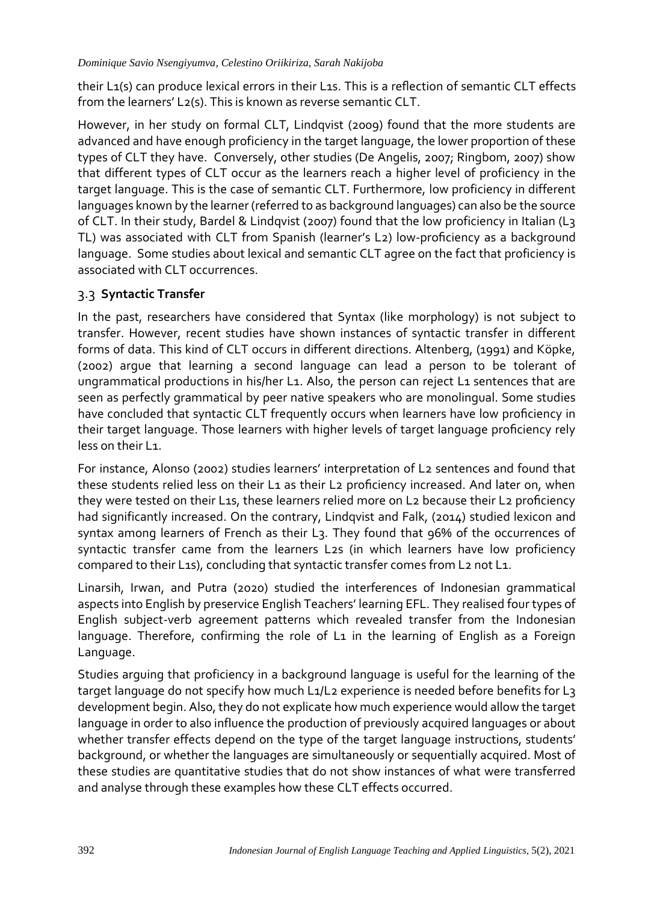their L1(s) can produce lexical errors in their L1s. This is a reflection of semantic CLT effects from the learners' L2(s). This is known as reverse semantic CLT.

However, in her study on formal CLT, Lindqvist (2009) found that the more students are advanced and have enough proficiency in the target language, the lower proportion of these types of CLT they have. Conversely, other studies (De Angelis, 2007; Ringbom, 2007) show that different types of CLT occur as the learners reach a higher level of proficiency in the target language. This is the case of semantic CLT. Furthermore, low proficiency in different languages known by the learner (referred to as background languages) can also be the source of CLT. In their study, Bardel & Lindqvist (2007) found that the low proficiency in Italian (L3 TL) was associated with CLT from Spanish (learner's L2) low-proficiency as a background language. Some studies about lexical and semantic CLT agree on the fact that proficiency is associated with CLT occurrences.

### 3.3 **Syntactic Transfer**

In the past, researchers have considered that Syntax (like morphology) is not subject to transfer. However, recent studies have shown instances of syntactic transfer in different forms of data. This kind of CLT occurs in different directions. Altenberg, (1991) and Köpke, (2002) argue that learning a second language can lead a person to be tolerant of ungrammatical productions in his/her L1. Also, the person can reject L1 sentences that are seen as perfectly grammatical by peer native speakers who are monolingual. Some studies have concluded that syntactic CLT frequently occurs when learners have low proficiency in their target language. Those learners with higher levels of target language proficiency rely less on their L1.

For instance, Alonso (2002) studies learners' interpretation of L2 sentences and found that these students relied less on their L1 as their L2 proficiency increased. And later on, when they were tested on their L1s, these learners relied more on L2 because their L2 proficiency had significantly increased. On the contrary, Lindqvist and Falk, (2014) studied lexicon and syntax among learners of French as their L3. They found that 96% of the occurrences of syntactic transfer came from the learners L2s (in which learners have low proficiency compared to their L1s), concluding that syntactic transfer comes from L2 not L1.

Linarsih, Irwan, and Putra (2020) studied the interferences of Indonesian grammatical aspects into English by preservice English Teachers' learning EFL. They realised four types of English subject-verb agreement patterns which revealed transfer from the Indonesian language. Therefore, confirming the role of L1 in the learning of English as a Foreign Language.

Studies arguing that proficiency in a background language is useful for the learning of the target language do not specify how much L1/L2 experience is needed before benefits for L3 development begin. Also, they do not explicate how much experience would allow the target language in order to also influence the production of previously acquired languages or about whether transfer effects depend on the type of the target language instructions, students' background, or whether the languages are simultaneously or sequentially acquired. Most of these studies are quantitative studies that do not show instances of what were transferred and analyse through these examples how these CLT effects occurred.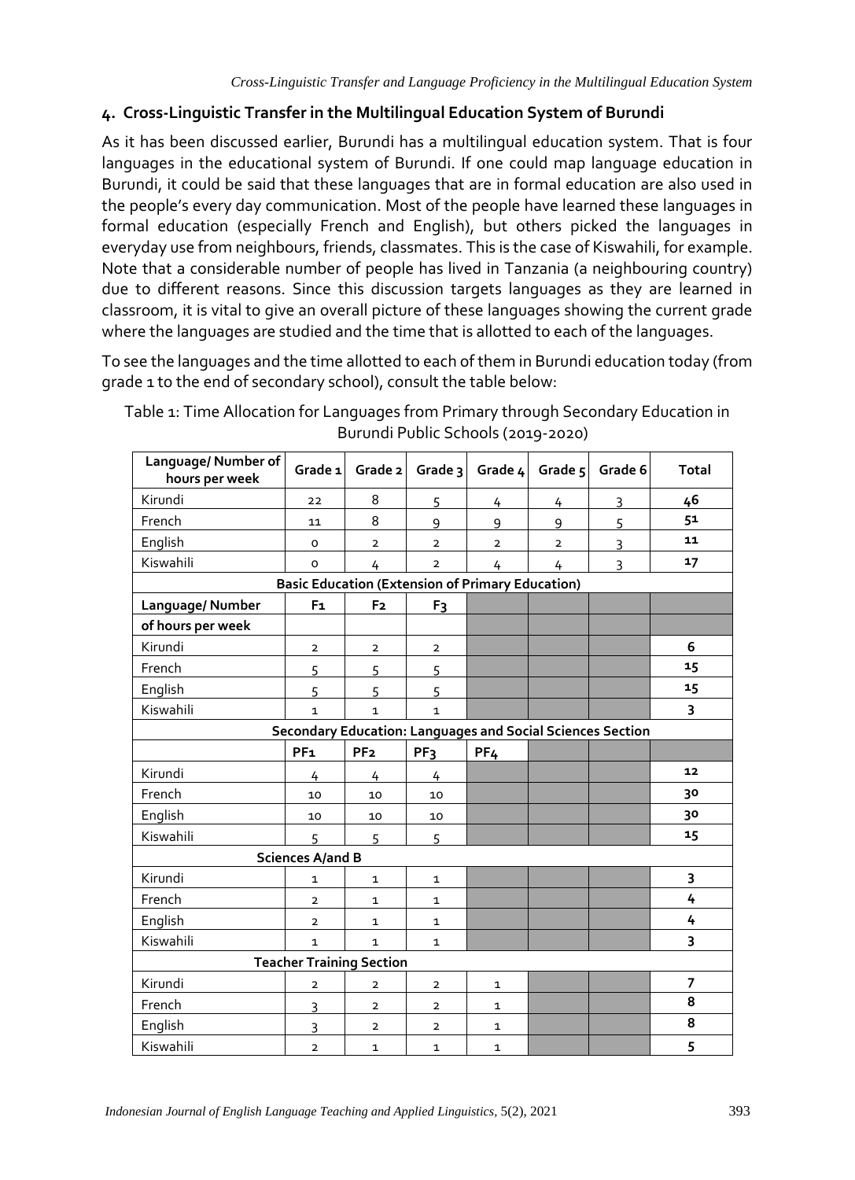## 4. Cross-Linguistic Transfer in the Multilingual Education System of Burundi

As it has been discussed earlier, Burundi has a multilingual education system. That is four languages in the educational system of Burundi. If one could map language education in Burundi, it could be said that these languages that are in formal education are also used in the people's every day communication. Most of the people have learned these languages in formal education (especially French and English), but others picked the languages in everyday use from neighbours, friends, classmates. This is the case of Kiswahili, for example. Note that a considerable number of people has lived in Tanzania (a neighbouring country) due to different reasons. Since this discussion targets languages as they are learned in classroom, it is vital to give an overall picture of these languages showing the current grade where the languages are studied and the time that is allotted to each of the languages.

To see the languages and the time allotted to each of them in Burundi education today (from grade 1 to the end of secondary school), consult the table below:

Table 1: Time Allocation for Languages from Primary through Secondary Education in Burundi Public Schools (2019-2020)

| Language/ Number of hours per week | Grade 1 | Grade 2 | Grade 3 | Grade 4 | Grade 5 | Grade 6 | Total |
|---|---|---|---|---|---|---|---|
| Kirundi | 22 | 8 | 5 | 4 | 4 | 3 | **46** |
| French | 11 | 8 | 9 | 9 | 9 | 5 | **51** |
| English | 0 | 2 | 2 | 2 | 2 | 3 | **11** |
| Kiswahili | 0 | 4 | 2 | 4 | 4 | 3 | **17** |
| **Basic Education (Extension of Primary Education)** | | | | | | | |
| **Language/ Number of hours per week** | **F1** | **F2** | **F3** | | | | |
| Kirundi | 2 | 2 | 2 | | | | **6** |
| French | 5 | 5 | 5 | | | | **15** |
| English | 5 | 5 | 5 | | | | **15** |
| Kiswahili | 1 | 1 | 1 | | | | **3** |
| **Secondary Education: Languages and Social Sciences Section** | | | | | | | |
| | **PF1** | **PF2** | **PF3** | **PF4** | | | |
| Kirundi | 4 | 4 | 4 | | | | **12** |
| French | 10 | 10 | 10 | | | | **30** |
| English | 10 | 10 | 10 | | | | **30** |
| Kiswahili | 5 | 5 | 5 | | | | **15** |
| **Sciences A/and B** | | | | | | | |
| Kirundi | 1 | 1 | 1 | | | | **3** |
| French | 2 | 1 | 1 | | | | **4** |
| English | 2 | 1 | 1 | | | | **4** |
| Kiswahili | 1 | 1 | 1 | | | | **3** |
| **Teacher Training Section** | | | | | | | |
| Kirundi | 2 | 2 | 2 | 1 | | | **7** |
| French | 3 | 2 | 2 | 1 | | | **8** |
| English | 3 | 2 | 2 | 1 | | | **8** |
| Kiswahili | 2 | 1 | 1 | 1 | | | **5** |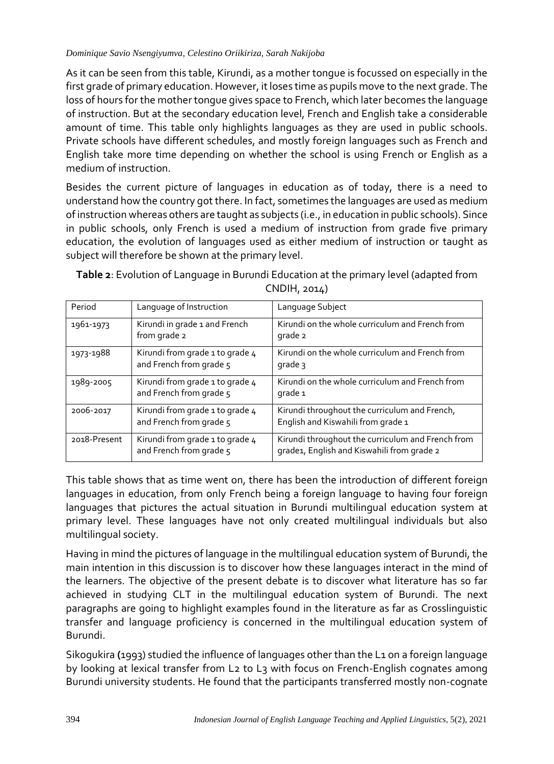As it can be seen from this table, Kirundi, as a mother tongue is focussed on especially in the first grade of primary education. However, it loses time as pupils move to the next grade. The loss of hours for the mother tongue gives space to French, which later becomes the language of instruction. But at the secondary education level, French and English take a considerable amount of time. This table only highlights languages as they are used in public schools. Private schools have different schedules, and mostly foreign languages such as French and English take more time depending on whether the school is using French or English as a medium of instruction.

Besides the current picture of languages in education as of today, there is a need to understand how the country got there. In fact, sometimes the languages are used as medium of instruction whereas others are taught as subjects (i.e., in education in public schools). Since in public schools, only French is used a medium of instruction from grade five primary education, the evolution of languages used as either medium of instruction or taught as subject will therefore be shown at the primary level.

**Table 2**: Evolution of Language in Burundi Education at the primary level (adapted from CNDIH, 2014)

| Period | Language of Instruction | Language Subject |
|---|---|---|
| 1961-1973 | Kirundi in grade 1 and French from grade 2 | Kirundi on the whole curriculum and French from grade 2 |
| 1973-1988 | Kirundi from grade 1 to grade 4 and French from grade 5 | Kirundi on the whole curriculum and French from grade 3 |
| 1989-2005 | Kirundi from grade 1 to grade 4 and French from grade 5 | Kirundi on the whole curriculum and French from grade 1 |
| 2006-2017 | Kirundi from grade 1 to grade 4 and French from grade 5 | Kirundi throughout the curriculum and French, English and Kiswahili from grade 1 |
| 2018-Present | Kirundi from grade 1 to grade 4 and French from grade 5 | Kirundi throughout the curriculum and French from grade1, English and Kiswahili from grade 2 |

This table shows that as time went on, there has been the introduction of different foreign languages in education, from only French being a foreign language to having four foreign languages that pictures the actual situation in Burundi multilingual education system at primary level. These languages have not only created multilingual individuals but also multilingual society.

Having in mind the pictures of language in the multilingual education system of Burundi, the main intention in this discussion is to discover how these languages interact in the mind of the learners. The objective of the present debate is to discover what literature has so far achieved in studying CLT in the multilingual education system of Burundi. The next paragraphs are going to highlight examples found in the literature as far as Crosslinguistic transfer and language proficiency is concerned in the multilingual education system of Burundi.

Sikogukira **(**1993) studied the influence of languages other than the L1 on a foreign language by looking at lexical transfer from L2 to L3 with focus on French-English cognates among Burundi university students. He found that the participants transferred mostly non-cognate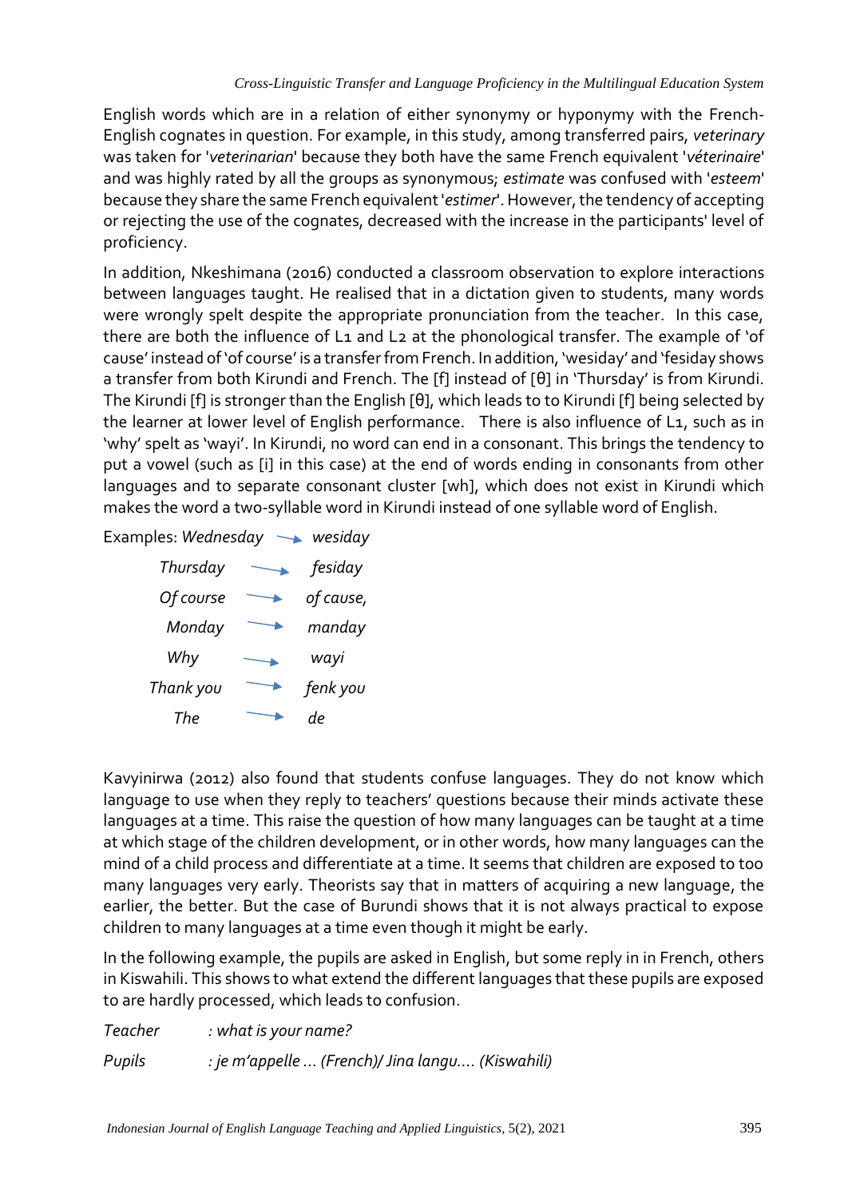English words which are in a relation of either synonymy or hyponymy with the French-English cognates in question. For example, in this study, among transferred pairs, *veterinary* was taken for '*veterinarian*' because they both have the same French equivalent '*véterinaire*' and was highly rated by all the groups as synonymous; *estimate* was confused with '*esteem*' because they share the same French equivalent '*estimer*'. However, the tendency of accepting or rejecting the use of the cognates, decreased with the increase in the participants' level of proficiency.

In addition, Nkeshimana (2016) conducted a classroom observation to explore interactions between languages taught. He realised that in a dictation given to students, many words were wrongly spelt despite the appropriate pronunciation from the teacher. In this case, there are both the influence of L1 and L2 at the phonological transfer. The example of 'of cause' instead of 'of course' is a transfer from French. In addition, 'wesiday' and 'fesiday shows a transfer from both Kirundi and French. The [f] instead of [θ] in 'Thursday' is from Kirundi. The Kirundi [f] is stronger than the English [θ], which leads to to Kirundi [f] being selected by the learner at lower level of English performance. There is also influence of L1, such as in 'why' spelt as 'wayi'. In Kirundi, no word can end in a consonant. This brings the tendency to put a vowel (such as [i] in this case) at the end of words ending in consonants from other languages and to separate consonant cluster [wh], which does not exist in Kirundi which makes the word a two-syllable word in Kirundi instead of one syllable word of English.

Examples: *Wednesday* → *wesiday*

*Thursday* → *fesiday*

*Of course* → *of cause,*

*Monday* → *manday*

*Why* → *wayi*

*Thank you* → *fenk you*

*The* → *de*

Kavyinirwa (2012) also found that students confuse languages. They do not know which language to use when they reply to teachers' questions because their minds activate these languages at a time. This raise the question of how many languages can be taught at a time at which stage of the children development, or in other words, how many languages can the mind of a child process and differentiate at a time. It seems that children are exposed to too many languages very early. Theorists say that in matters of acquiring a new language, the earlier, the better. But the case of Burundi shows that it is not always practical to expose children to many languages at a time even though it might be early.

In the following example, the pupils are asked in English, but some reply in in French, others in Kiswahili. This shows to what extend the different languages that these pupils are exposed to are hardly processed, which leads to confusion.

*Teacher : what is your name?*

*Pupils : je m'appelle … (French)/ Jina langu…. (Kiswahili)*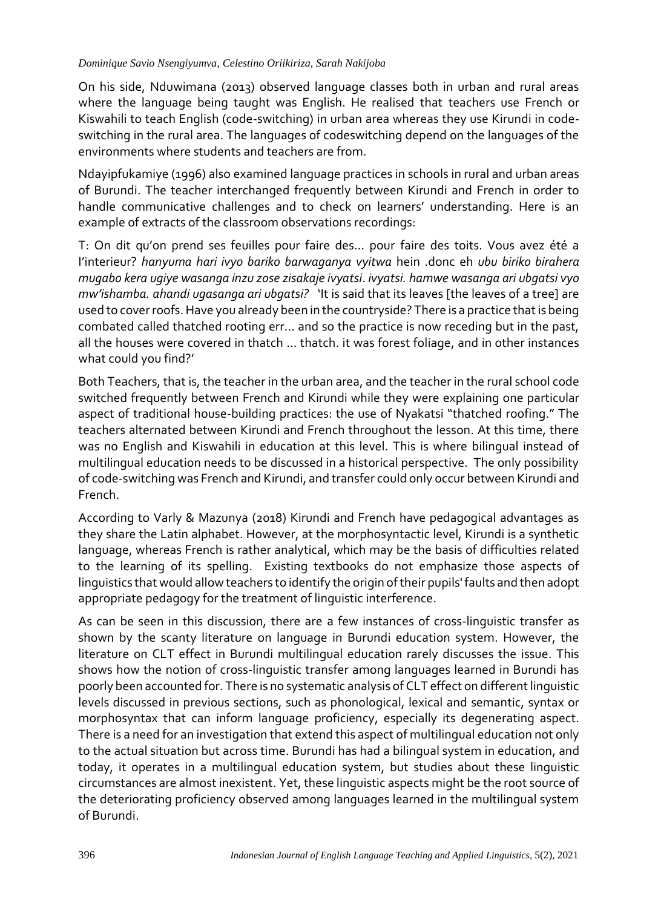On his side, Nduwimana (2013) observed language classes both in urban and rural areas where the language being taught was English. He realised that teachers use French or Kiswahili to teach English (code-switching) in urban area whereas they use Kirundi in code-switching in the rural area. The languages of codeswitching depend on the languages of the environments where students and teachers are from.

Ndayipfukamiye (1996) also examined language practices in schools in rural and urban areas of Burundi. The teacher interchanged frequently between Kirundi and French in order to handle communicative challenges and to check on learners' understanding. Here is an example of extracts of the classroom observations recordings:

T: On dit qu'on prend ses feuilles pour faire des... pour faire des toits. Vous avez été a l'interieur? *hanyuma hari ivyo bariko barwaganya vyitwa* hein .donc eh *ubu biriko birahera mugabo kera ugiye wasanga inzu zose zisakaje ivyatsi*. *ivyatsi. hamwe wasanga ari ubgatsi vyo mw'ishamba. ahandi ugasanga ari ubgatsi?* 'It is said that its leaves [the leaves of a tree] are used to cover roofs. Have you already been in the countryside? There is a practice that is being combated called thatched rooting err... and so the practice is now receding but in the past, all the houses were covered in thatch ... thatch. it was forest foliage, and in other instances what could you find?'

Both Teachers, that is, the teacher in the urban area, and the teacher in the rural school code switched frequently between French and Kirundi while they were explaining one particular aspect of traditional house-building practices: the use of Nyakatsi "thatched roofing." The teachers alternated between Kirundi and French throughout the lesson. At this time, there was no English and Kiswahili in education at this level. This is where bilingual instead of multilingual education needs to be discussed in a historical perspective. The only possibility of code-switching was French and Kirundi, and transfer could only occur between Kirundi and French.

According to Varly & Mazunya (2018) Kirundi and French have pedagogical advantages as they share the Latin alphabet. However, at the morphosyntactic level, Kirundi is a synthetic language, whereas French is rather analytical, which may be the basis of difficulties related to the learning of its spelling. Existing textbooks do not emphasize those aspects of linguistics that would allow teachers to identify the origin of their pupils' faults and then adopt appropriate pedagogy for the treatment of linguistic interference.

As can be seen in this discussion, there are a few instances of cross-linguistic transfer as shown by the scanty literature on language in Burundi education system. However, the literature on CLT effect in Burundi multilingual education rarely discusses the issue. This shows how the notion of cross-linguistic transfer among languages learned in Burundi has poorly been accounted for. There is no systematic analysis of CLT effect on different linguistic levels discussed in previous sections, such as phonological, lexical and semantic, syntax or morphosyntax that can inform language proficiency, especially its degenerating aspect. There is a need for an investigation that extend this aspect of multilingual education not only to the actual situation but across time. Burundi has had a bilingual system in education, and today, it operates in a multilingual education system, but studies about these linguistic circumstances are almost inexistent. Yet, these linguistic aspects might be the root source of the deteriorating proficiency observed among languages learned in the multilingual system of Burundi.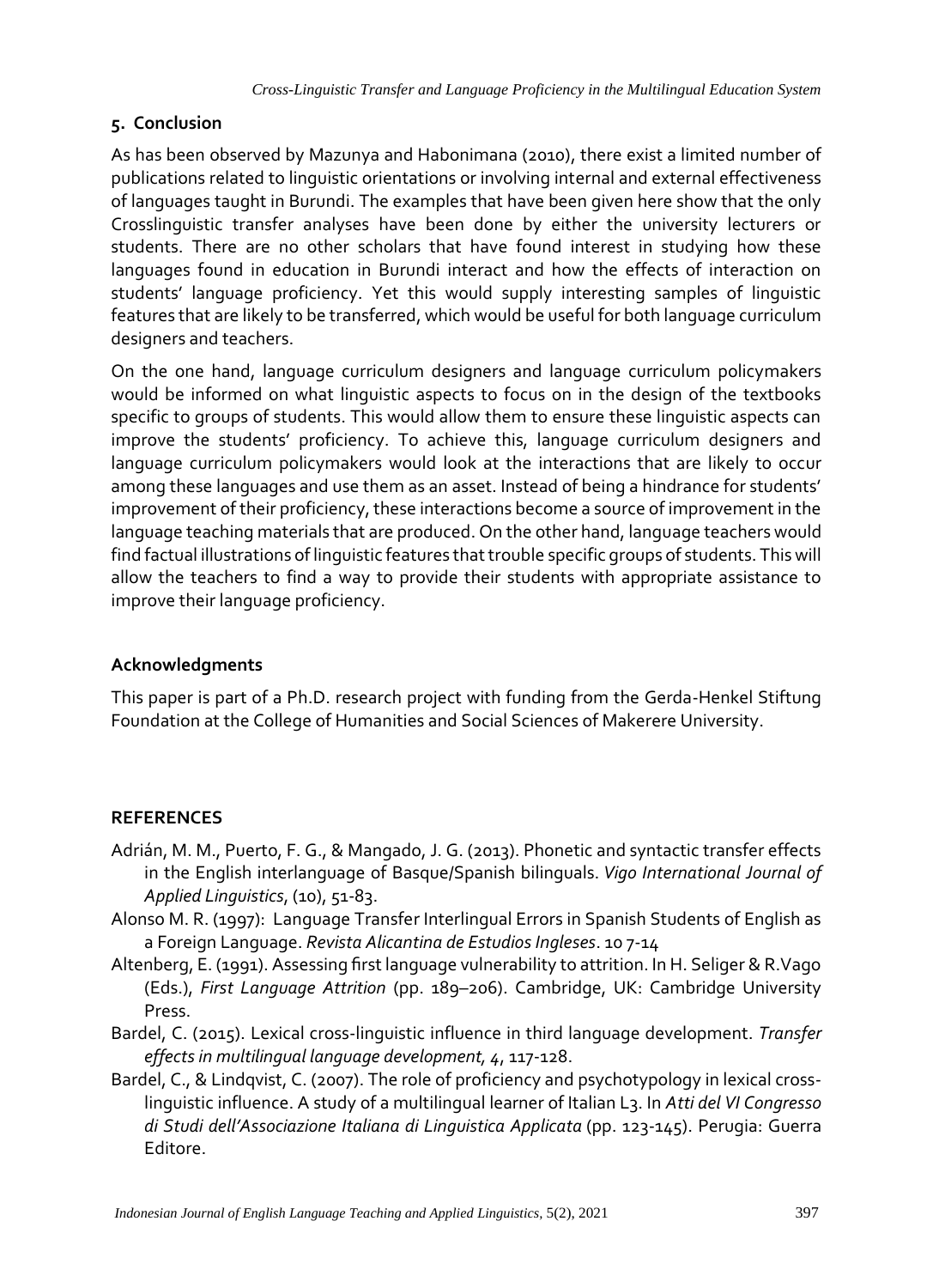## 5. Conclusion

As has been observed by Mazunya and Habonimana (2010), there exist a limited number of publications related to linguistic orientations or involving internal and external effectiveness of languages taught in Burundi. The examples that have been given here show that the only Crosslinguistic transfer analyses have been done by either the university lecturers or students. There are no other scholars that have found interest in studying how these languages found in education in Burundi interact and how the effects of interaction on students' language proficiency. Yet this would supply interesting samples of linguistic features that are likely to be transferred, which would be useful for both language curriculum designers and teachers.

On the one hand, language curriculum designers and language curriculum policymakers would be informed on what linguistic aspects to focus on in the design of the textbooks specific to groups of students. This would allow them to ensure these linguistic aspects can improve the students' proficiency. To achieve this, language curriculum designers and language curriculum policymakers would look at the interactions that are likely to occur among these languages and use them as an asset. Instead of being a hindrance for students' improvement of their proficiency, these interactions become a source of improvement in the language teaching materials that are produced. On the other hand, language teachers would find factual illustrations of linguistic features that trouble specific groups of students. This will allow the teachers to find a way to provide their students with appropriate assistance to improve their language proficiency.

## Acknowledgments

This paper is part of a Ph.D. research project with funding from the Gerda-Henkel Stiftung Foundation at the College of Humanities and Social Sciences of Makerere University.

## REFERENCES

Adrián, M. M., Puerto, F. G., & Mangado, J. G. (2013). Phonetic and syntactic transfer effects in the English interlanguage of Basque/Spanish bilinguals. *Vigo International Journal of Applied Linguistics*, (10), 51-83.

Alonso M. R. (1997): Language Transfer Interlingual Errors in Spanish Students of English as a Foreign Language. *Revista Alicantina de Estudios Ingleses*. 10 7-14

Altenberg, E. (1991). Assessing first language vulnerability to attrition. In H. Seliger & R.Vago (Eds.), *First Language Attrition* (pp. 189–206). Cambridge, UK: Cambridge University Press.

Bardel, C. (2015). Lexical cross-linguistic influence in third language development. *Transfer effects in multilingual language development, 4*, 117-128.

Bardel, C., & Lindqvist, C. (2007). The role of proficiency and psychotypology in lexical cross-linguistic influence. A study of a multilingual learner of Italian L3. In *Atti del VI Congresso di Studi dell'Associazione Italiana di Linguistica Applicata* (pp. 123-145). Perugia: Guerra Editore.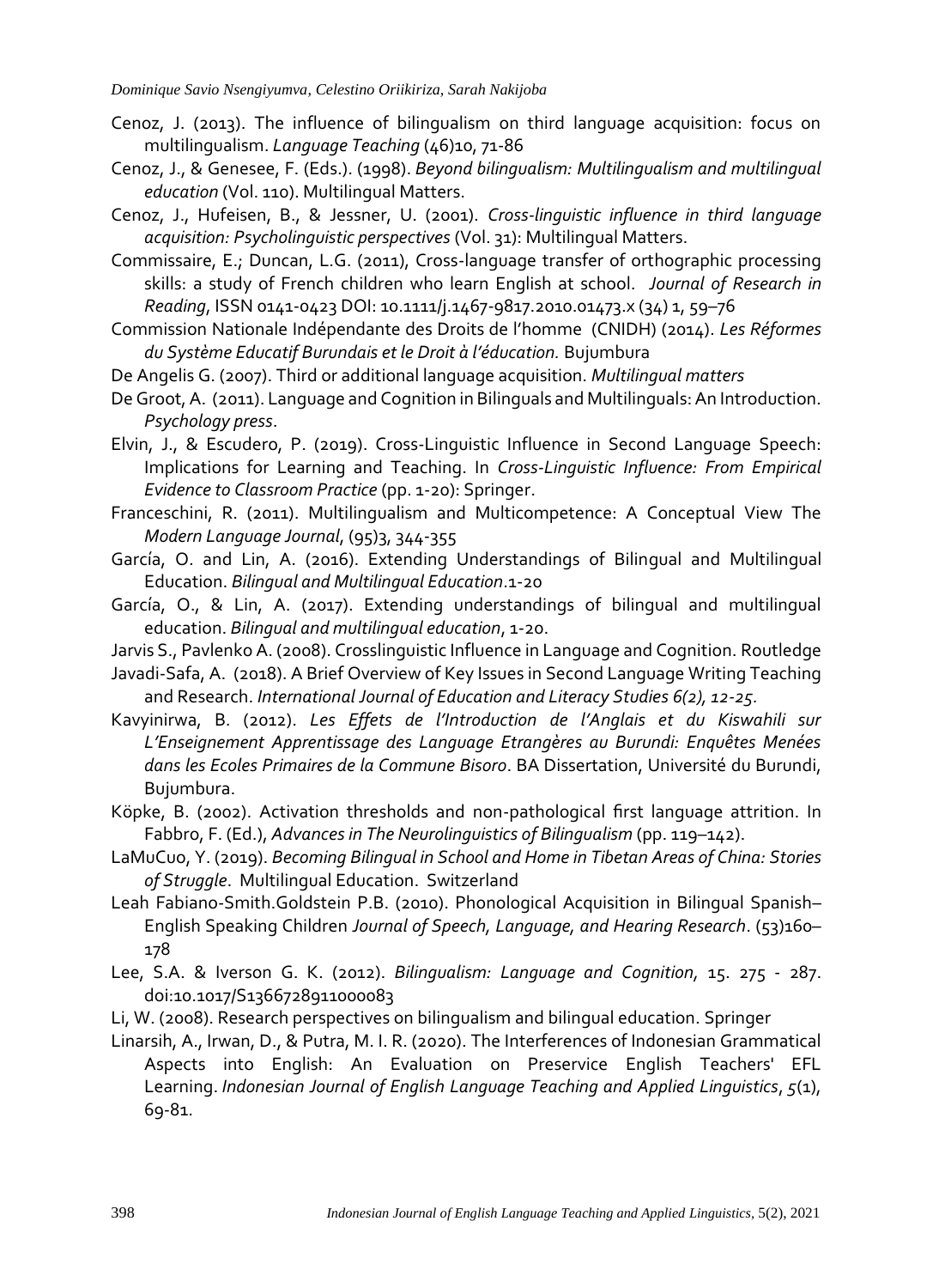Cenoz, J. (2013). The influence of bilingualism on third language acquisition: focus on multilingualism. *Language Teaching* (46)10, 71-86

Cenoz, J., & Genesee, F. (Eds.). (1998). *Beyond bilingualism: Multilingualism and multilingual education* (Vol. 110). Multilingual Matters.

Cenoz, J., Hufeisen, B., & Jessner, U. (2001). *Cross-linguistic influence in third language acquisition: Psycholinguistic perspectives* (Vol. 31): Multilingual Matters.

Commissaire, E.; Duncan, L.G. (2011), Cross-language transfer of orthographic processing skills: a study of French children who learn English at school. *Journal of Research in Reading*, ISSN 0141-0423 DOI: 10.1111/j.1467-9817.2010.01473.x (34) 1, 59–76

Commission Nationale Indépendante des Droits de l'homme (CNIDH) (2014). *Les Réformes du Système Educatif Burundais et le Droit à l'éducation.* Bujumbura

De Angelis G. (2007). Third or additional language acquisition. *Multilingual matters*

De Groot, A. (2011). Language and Cognition in Bilinguals and Multilinguals: An Introduction. *Psychology press*.

Elvin, J., & Escudero, P. (2019). Cross-Linguistic Influence in Second Language Speech: Implications for Learning and Teaching. In *Cross-Linguistic Influence: From Empirical Evidence to Classroom Practice* (pp. 1-20): Springer.

Franceschini, R. (2011). Multilingualism and Multicompetence: A Conceptual View The *Modern Language Journal*, (95)3, 344-355

García, O. and Lin, A. (2016). Extending Understandings of Bilingual and Multilingual Education. *Bilingual and Multilingual Education*.1-20

García, O., & Lin, A. (2017). Extending understandings of bilingual and multilingual education. *Bilingual and multilingual education*, 1-20.

Jarvis S., Pavlenko A. (2008). Crosslinguistic Influence in Language and Cognition. Routledge

Javadi-Safa, A. (2018). A Brief Overview of Key Issues in Second Language Writing Teaching and Research. *International Journal of Education and Literacy Studies 6(2), 12-25.*

Kavyinirwa, B. (2012). *Les Effets de l'Introduction de l'Anglais et du Kiswahili sur L'Enseignement Apprentissage des Language Etrangères au Burundi: Enquêtes Menées dans les Ecoles Primaires de la Commune Bisoro*. BA Dissertation, Université du Burundi, Bujumbura.

Köpke, B. (2002). Activation thresholds and non-pathological first language attrition. In Fabbro, F. (Ed.), *Advances in The Neurolinguistics of Bilingualism* (pp. 119–142).

LaMuCuo, Y. (2019). *Becoming Bilingual in School and Home in Tibetan Areas of China: Stories of Struggle*. Multilingual Education. Switzerland

Leah Fabiano-Smith.Goldstein P.B. (2010). Phonological Acquisition in Bilingual Spanish–English Speaking Children *Journal of Speech, Language, and Hearing Research*. (53)160–178

Lee, S.A. & Iverson G. K. (2012). *Bilingualism: Language and Cognition*, 15. 275 - 287. doi:10.1017/S1366728911000083

Li, W. (2008). Research perspectives on bilingualism and bilingual education. Springer

Linarsih, A., Irwan, D., & Putra, M. I. R. (2020). The Interferences of Indonesian Grammatical Aspects into English: An Evaluation on Preservice English Teachers' EFL Learning. *Indonesian Journal of English Language Teaching and Applied Linguistics*, *5*(1), 69-81.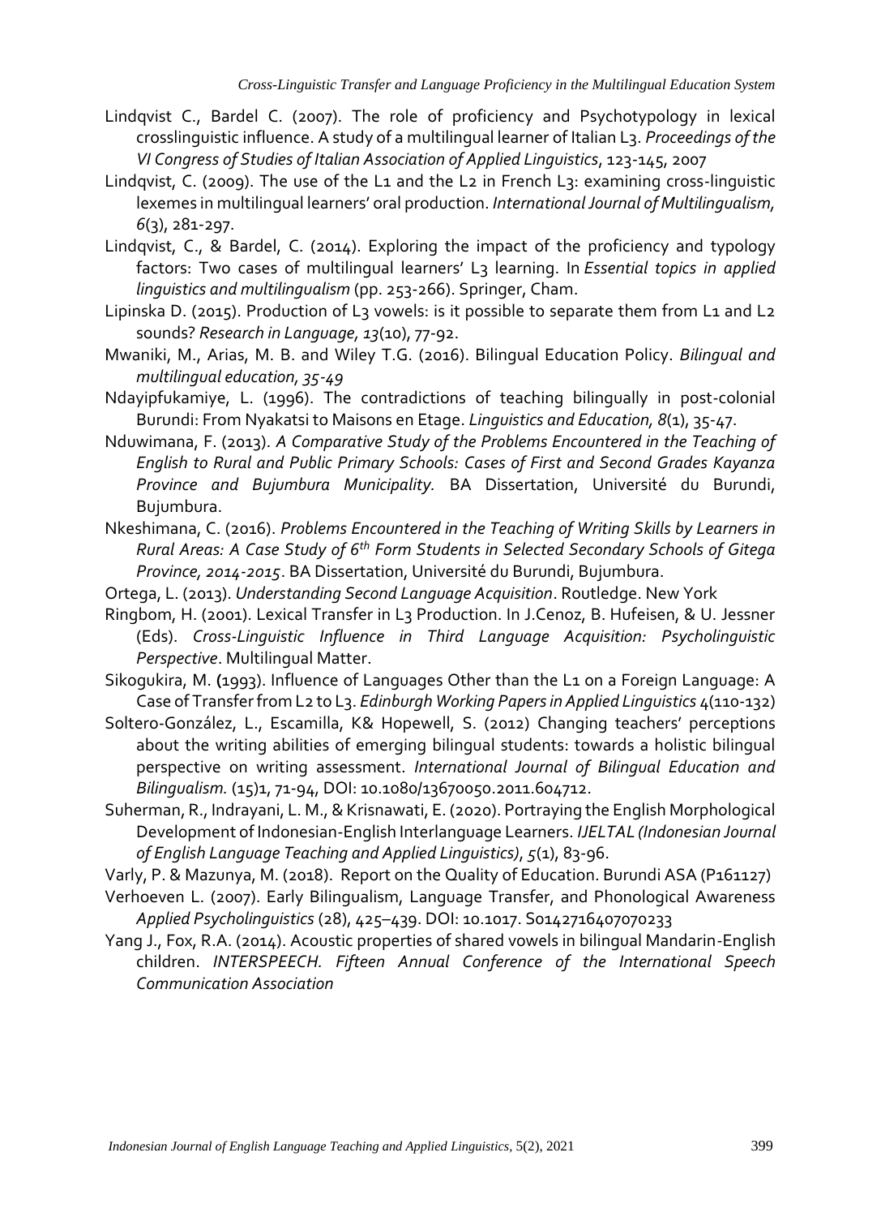Lindqvist C., Bardel C. (2007). The role of proficiency and Psychotypology in lexical crosslinguistic influence. A study of a multilingual learner of Italian L3. *Proceedings of the VI Congress of Studies of Italian Association of Applied Linguistics*, 123-145, 2007

Lindqvist, C. (2009). The use of the L1 and the L2 in French L3: examining cross-linguistic lexemes in multilingual learners' oral production. *International Journal of Multilingualism, 6*(3), 281-297.

Lindqvist, C., & Bardel, C. (2014). Exploring the impact of the proficiency and typology factors: Two cases of multilingual learners' L3 learning. In *Essential topics in applied linguistics and multilingualism* (pp. 253-266). Springer, Cham.

Lipinska D. (2015). Production of L3 vowels: is it possible to separate them from L1 and L2 sounds? *Research in Language, 13*(10), 77-92.

Mwaniki, M., Arias, M. B. and Wiley T.G. (2016). Bilingual Education Policy. *Bilingual and multilingual education, 35-49*

Ndayipfukamiye, L. (1996). The contradictions of teaching bilingually in post-colonial Burundi: From Nyakatsi to Maisons en Etage. *Linguistics and Education, 8*(1), 35-47.

Nduwimana, F. (2013). *A Comparative Study of the Problems Encountered in the Teaching of English to Rural and Public Primary Schools: Cases of First and Second Grades Kayanza Province and Bujumbura Municipality.* BA Dissertation, Université du Burundi, Bujumbura.

Nkeshimana, C. (2016). *Problems Encountered in the Teaching of Writing Skills by Learners in Rural Areas: A Case Study of 6th Form Students in Selected Secondary Schools of Gitega Province, 2014-2015*. BA Dissertation, Université du Burundi, Bujumbura.

Ortega, L. (2013). *Understanding Second Language Acquisition*. Routledge. New York

Ringbom, H. (2001). Lexical Transfer in L3 Production. In J.Cenoz, B. Hufeisen, & U. Jessner (Eds). *Cross-Linguistic Influence in Third Language Acquisition: Psycholinguistic Perspective*. Multilingual Matter.

Sikogukira, M. (1993). Influence of Languages Other than the L1 on a Foreign Language: A Case of Transfer from L2 to L3. *Edinburgh Working Papers in Applied Linguistics* 4(110-132)

Soltero-González, L., Escamilla, K& Hopewell, S. (2012) Changing teachers' perceptions about the writing abilities of emerging bilingual students: towards a holistic bilingual perspective on writing assessment. *International Journal of Bilingual Education and Bilingualism.* (15)1, 71-94, DOI: 10.1080/13670050.2011.604712.

Suherman, R., Indrayani, L. M., & Krisnawati, E. (2020). Portraying the English Morphological Development of Indonesian-English Interlanguage Learners. *IJELTAL (Indonesian Journal of English Language Teaching and Applied Linguistics)*, *5*(1), 83-96.

Varly, P. & Mazunya, M. (2018). Report on the Quality of Education. Burundi ASA (P161127)

Verhoeven L. (2007). Early Bilingualism, Language Transfer, and Phonological Awareness *Applied Psycholinguistics* (28), 425–439. DOI: 10.1017. S0142716407070233

Yang J., Fox, R.A. (2014). Acoustic properties of shared vowels in bilingual Mandarin-English children. *INTERSPEECH. Fifteen Annual Conference of the International Speech Communication Association*